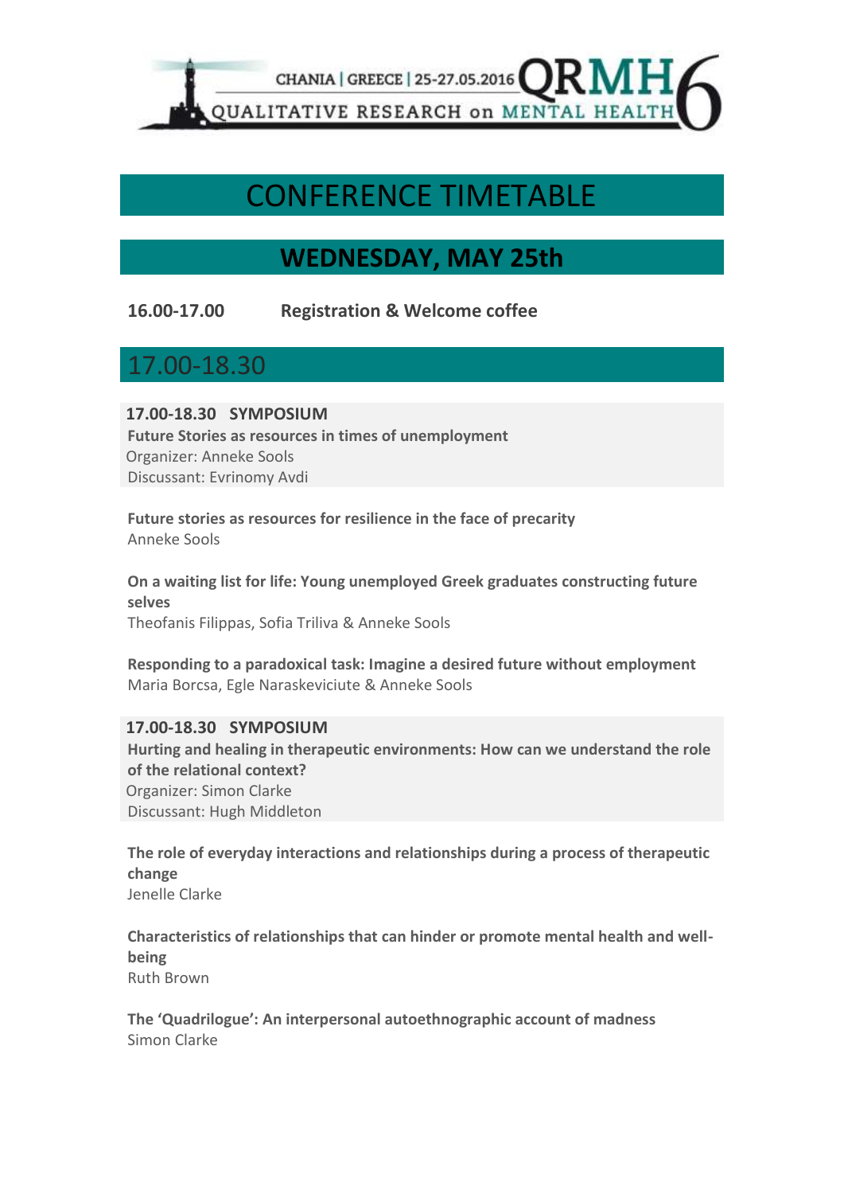CHANIA | GREECE | 25-27.05.2016 QRMH6

QUALITATIVE RESEARCH on MENTAL HEALTH

# CONFERENCE TIMETABLE

## WEDNESDAY, MAY 25th

**16.00-17.00 Registration & Welcome coffee**

## 17.00-18.30

**17.00-18.30 SYMPOSIUM**
**Future Stories as resources in times of unemployment**
Organizer: Anneke Sools
Discussant: Evrinomy Avdi

**Future stories as resources for resilience in the face of precarity**
Anneke Sools

**On a waiting list for life: Young unemployed Greek graduates constructing future selves**
Theofanis Filippas, Sofia Triliva & Anneke Sools

**Responding to a paradoxical task: Imagine a desired future without employment**
Maria Borcsa, Egle Naraskeviciute & Anneke Sools

**17.00-18.30 SYMPOSIUM**
**Hurting and healing in therapeutic environments: How can we understand the role of the relational context?**
Organizer: Simon Clarke
Discussant: Hugh Middleton

**The role of everyday interactions and relationships during a process of therapeutic change**
Jenelle Clarke

**Characteristics of relationships that can hinder or promote mental health and well-being**
Ruth Brown

**The 'Quadrilogue': An interpersonal autoethnographic account of madness**
Simon Clarke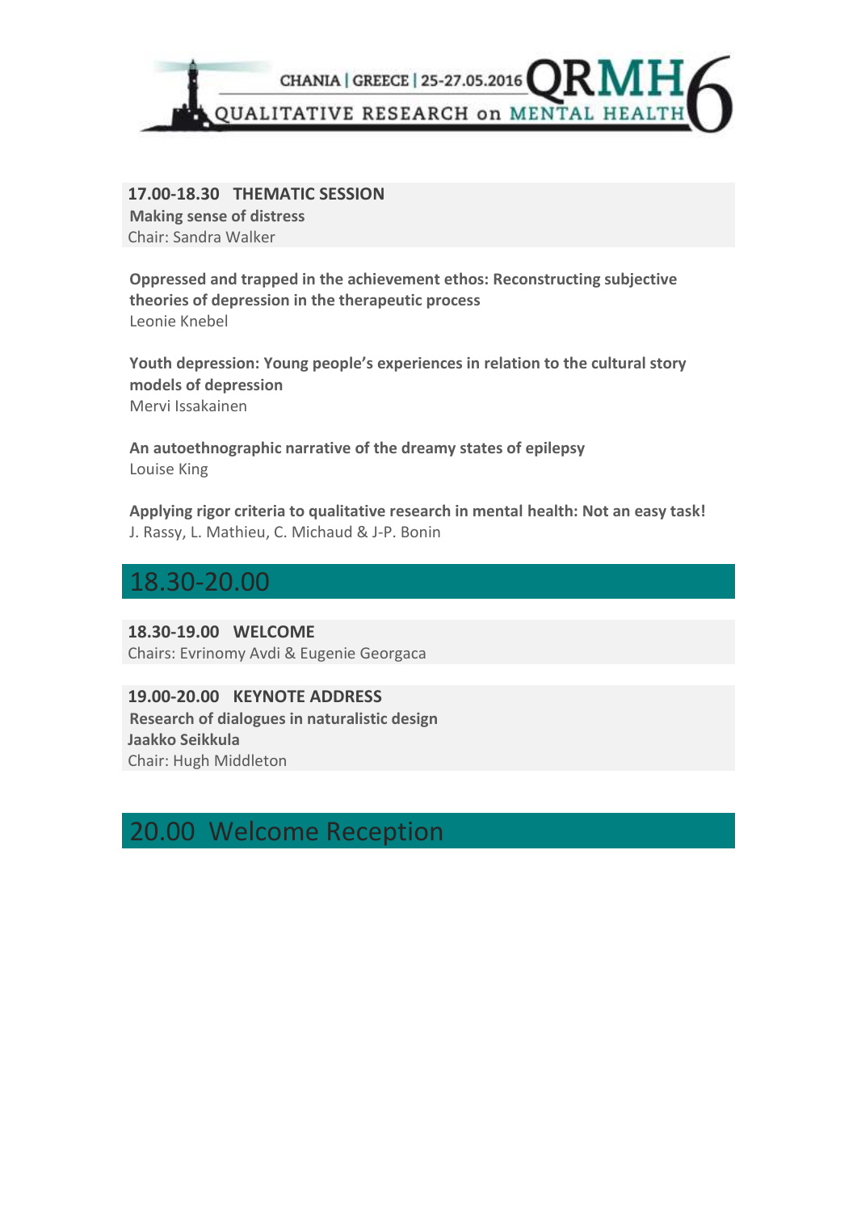**17.00-18.30 THEMATIC SESSION**
**Making sense of distress**
Chair: Sandra Walker

**Oppressed and trapped in the achievement ethos: Reconstructing subjective theories of depression in the therapeutic process**
Leonie Knebel

**Youth depression: Young people's experiences in relation to the cultural story models of depression**
Mervi Issakainen

**An autoethnographic narrative of the dreamy states of epilepsy**
Louise King

**Applying rigor criteria to qualitative research in mental health: Not an easy task!**
J. Rassy, L. Mathieu, C. Michaud & J-P. Bonin

## 18.30-20.00

**18.30-19.00 WELCOME**
Chairs: Evrinomy Avdi & Eugenie Georgaca

**19.00-20.00 KEYNOTE ADDRESS**
**Research of dialogues in naturalistic design**
**Jaakko Seikkula**
Chair: Hugh Middleton

## 20.00 Welcome Reception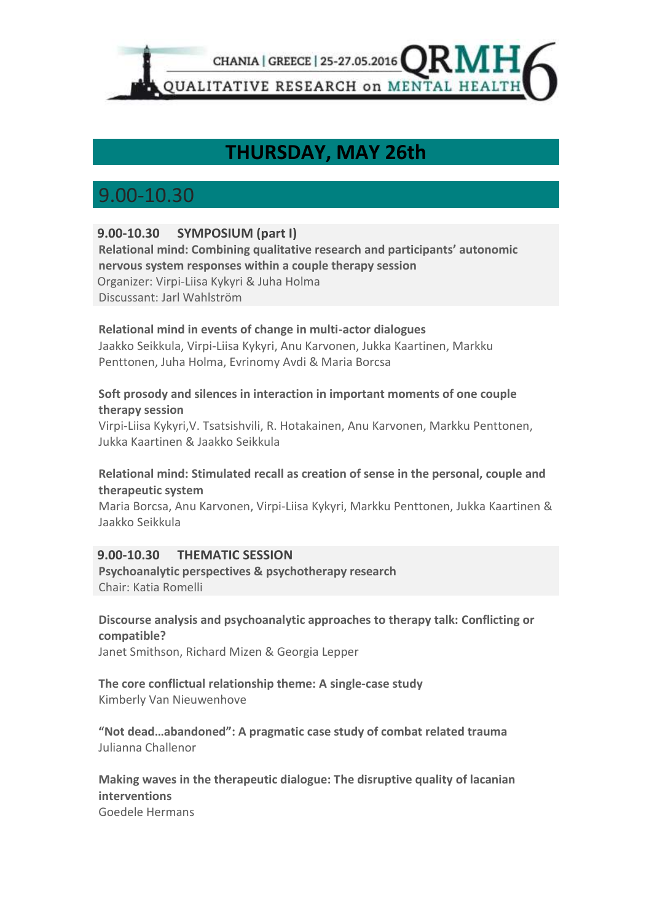# THURSDAY, MAY 26th

## 9.00-10.30

**9.00-10.30 SYMPOSIUM (part I)**

**Relational mind: Combining qualitative research and participants' autonomic nervous system responses within a couple therapy session**

Organizer: Virpi-Liisa Kykyri & Juha Holma

Discussant: Jarl Wahlström

**Relational mind in events of change in multi-actor dialogues**

Jaakko Seikkula, Virpi-Liisa Kykyri, Anu Karvonen, Jukka Kaartinen, Markku Penttonen, Juha Holma, Evrinomy Avdi & Maria Borcsa

**Soft prosody and silences in interaction in important moments of one couple therapy session**

Virpi-Liisa Kykyri,V. Tsatsishvili, R. Hotakainen, Anu Karvonen, Markku Penttonen, Jukka Kaartinen & Jaakko Seikkula

**Relational mind: Stimulated recall as creation of sense in the personal, couple and therapeutic system**

Maria Borcsa, Anu Karvonen, Virpi-Liisa Kykyri, Markku Penttonen, Jukka Kaartinen & Jaakko Seikkula

**9.00-10.30 THEMATIC SESSION**

**Psychoanalytic perspectives & psychotherapy research**

Chair: Katia Romelli

**Discourse analysis and psychoanalytic approaches to therapy talk: Conflicting or compatible?**

Janet Smithson, Richard Mizen & Georgia Lepper

**The core conflictual relationship theme: A single-case study**

Kimberly Van Nieuwenhove

**"Not dead…abandoned": A pragmatic case study of combat related trauma**

Julianna Challenor

**Making waves in the therapeutic dialogue: The disruptive quality of lacanian interventions**

Goedele Hermans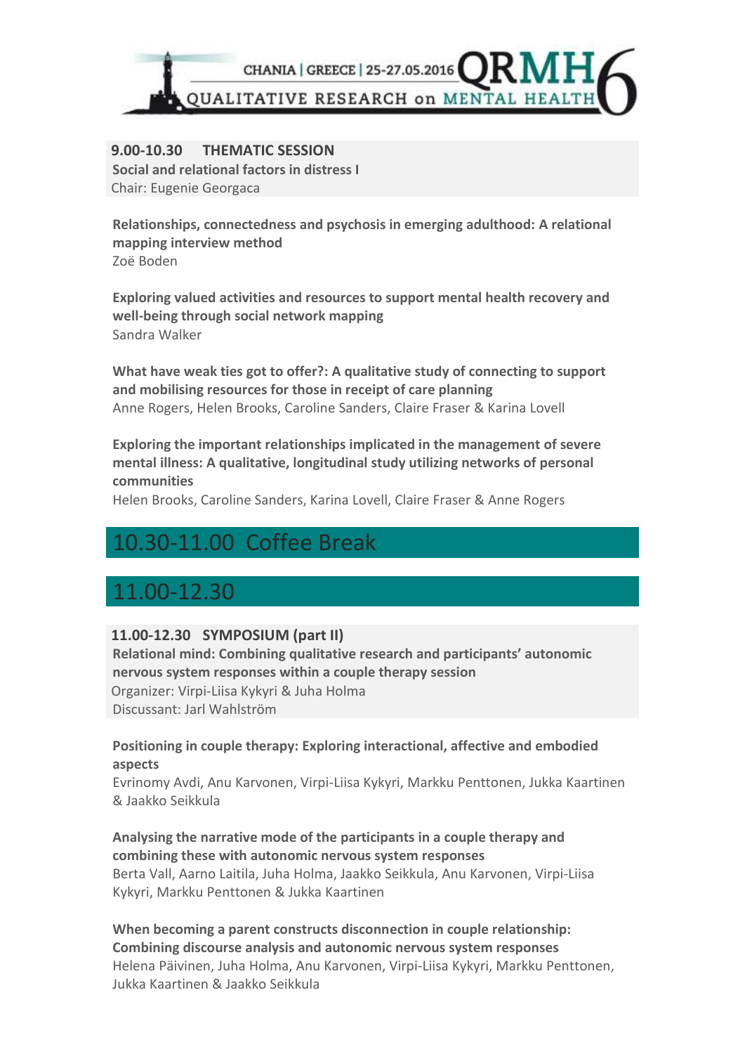**9.00-10.30 THEMATIC SESSION**
**Social and relational factors in distress I**
Chair: Eugenie Georgaca

**Relationships, connectedness and psychosis in emerging adulthood: A relational mapping interview method**
Zoë Boden

**Exploring valued activities and resources to support mental health recovery and well-being through social network mapping**
Sandra Walker

**What have weak ties got to offer?: A qualitative study of connecting to support and mobilising resources for those in receipt of care planning**
Anne Rogers, Helen Brooks, Caroline Sanders, Claire Fraser & Karina Lovell

**Exploring the important relationships implicated in the management of severe mental illness: A qualitative, longitudinal study utilizing networks of personal communities**
Helen Brooks, Caroline Sanders, Karina Lovell, Claire Fraser & Anne Rogers

## 10.30-11.00 Coffee Break

## 11.00-12.30

**11.00-12.30 SYMPOSIUM (part II)**
**Relational mind: Combining qualitative research and participants' autonomic nervous system responses within a couple therapy session**
Organizer: Virpi-Liisa Kykyri & Juha Holma
Discussant: Jarl Wahlström

**Positioning in couple therapy: Exploring interactional, affective and embodied aspects**
Evrinomy Avdi, Anu Karvonen, Virpi-Liisa Kykyri, Markku Penttonen, Jukka Kaartinen & Jaakko Seikkula

**Analysing the narrative mode of the participants in a couple therapy and combining these with autonomic nervous system responses**
Berta Vall, Aarno Laitila, Juha Holma, Jaakko Seikkula, Anu Karvonen, Virpi-Liisa Kykyri, Markku Penttonen & Jukka Kaartinen

**When becoming a parent constructs disconnection in couple relationship: Combining discourse analysis and autonomic nervous system responses**
Helena Päivinen, Juha Holma, Anu Karvonen, Virpi-Liisa Kykyri, Markku Penttonen, Jukka Kaartinen & Jaakko Seikkula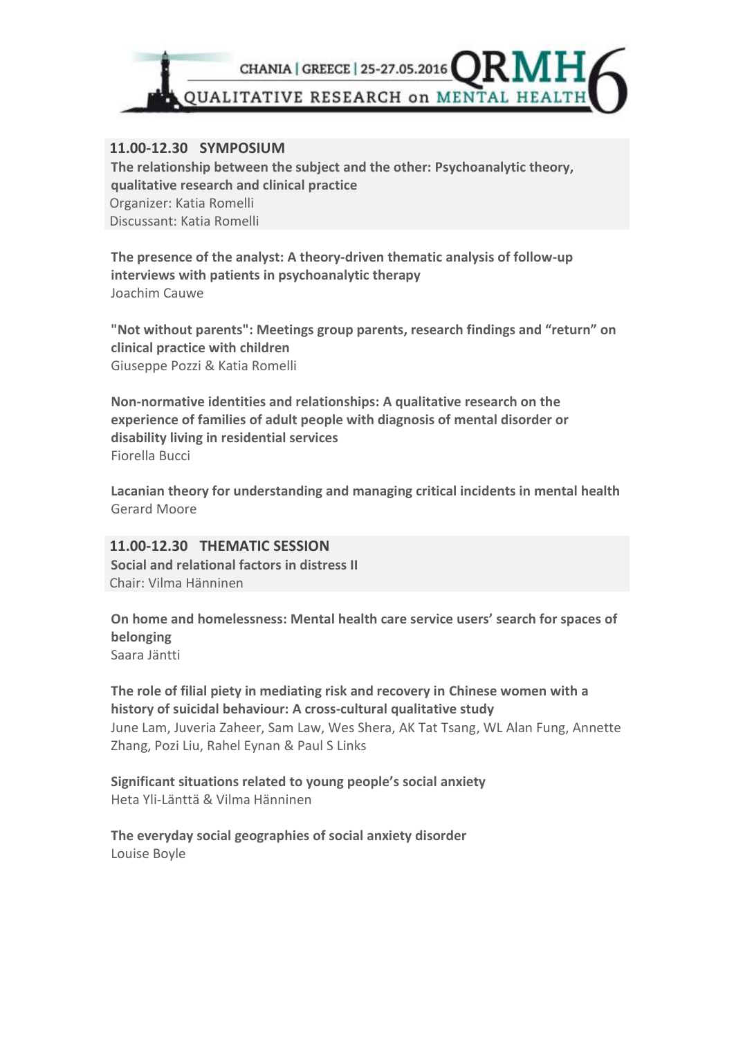## 11.00-12.30 SYMPOSIUM

**The relationship between the subject and the other: Psychoanalytic theory, qualitative research and clinical practice**
Organizer: Katia Romelli
Discussant: Katia Romelli

**The presence of the analyst: A theory-driven thematic analysis of follow-up interviews with patients in psychoanalytic therapy**
Joachim Cauwe

**"Not without parents": Meetings group parents, research findings and "return" on clinical practice with children**
Giuseppe Pozzi & Katia Romelli

**Non-normative identities and relationships: A qualitative research on the experience of families of adult people with diagnosis of mental disorder or disability living in residential services**
Fiorella Bucci

**Lacanian theory for understanding and managing critical incidents in mental health**
Gerard Moore

## 11.00-12.30 THEMATIC SESSION

**Social and relational factors in distress II**
Chair: Vilma Hänninen

**On home and homelessness: Mental health care service users' search for spaces of belonging**
Saara Jäntti

**The role of filial piety in mediating risk and recovery in Chinese women with a history of suicidal behaviour: A cross-cultural qualitative study**
June Lam, Juveria Zaheer, Sam Law, Wes Shera, AK Tat Tsang, WL Alan Fung, Annette Zhang, Pozi Liu, Rahel Eynan & Paul S Links

**Significant situations related to young people's social anxiety**
Heta Yli-Länttä & Vilma Hänninen

**The everyday social geographies of social anxiety disorder**
Louise Boyle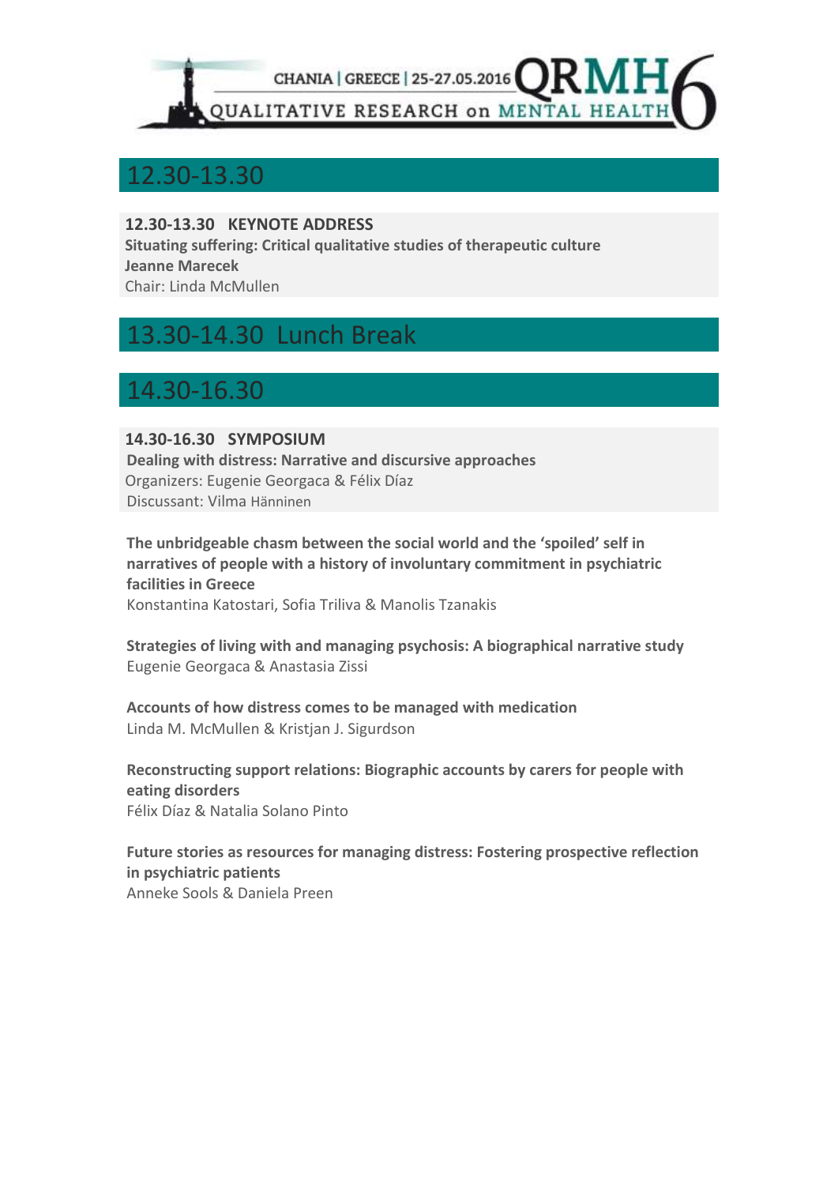## 12.30-13.30

**12.30-13.30 KEYNOTE ADDRESS**
**Situating suffering: Critical qualitative studies of therapeutic culture**
**Jeanne Marecek**
Chair: Linda McMullen

## 13.30-14.30 Lunch Break

## 14.30-16.30

**14.30-16.30 SYMPOSIUM**
**Dealing with distress: Narrative and discursive approaches**
Organizers: Eugenie Georgaca & Félix Díaz
Discussant: Vilma Hänninen

**The unbridgeable chasm between the social world and the 'spoiled' self in narratives of people with a history of involuntary commitment in psychiatric facilities in Greece**
Konstantina Katostari, Sofia Triliva & Manolis Tzanakis

**Strategies of living with and managing psychosis: A biographical narrative study**
Eugenie Georgaca & Anastasia Zissi

**Accounts of how distress comes to be managed with medication**
Linda M. McMullen & Kristjan J. Sigurdson

**Reconstructing support relations: Biographic accounts by carers for people with eating disorders**
Félix Díaz & Natalia Solano Pinto

**Future stories as resources for managing distress: Fostering prospective reflection in psychiatric patients**
Anneke Sools & Daniela Preen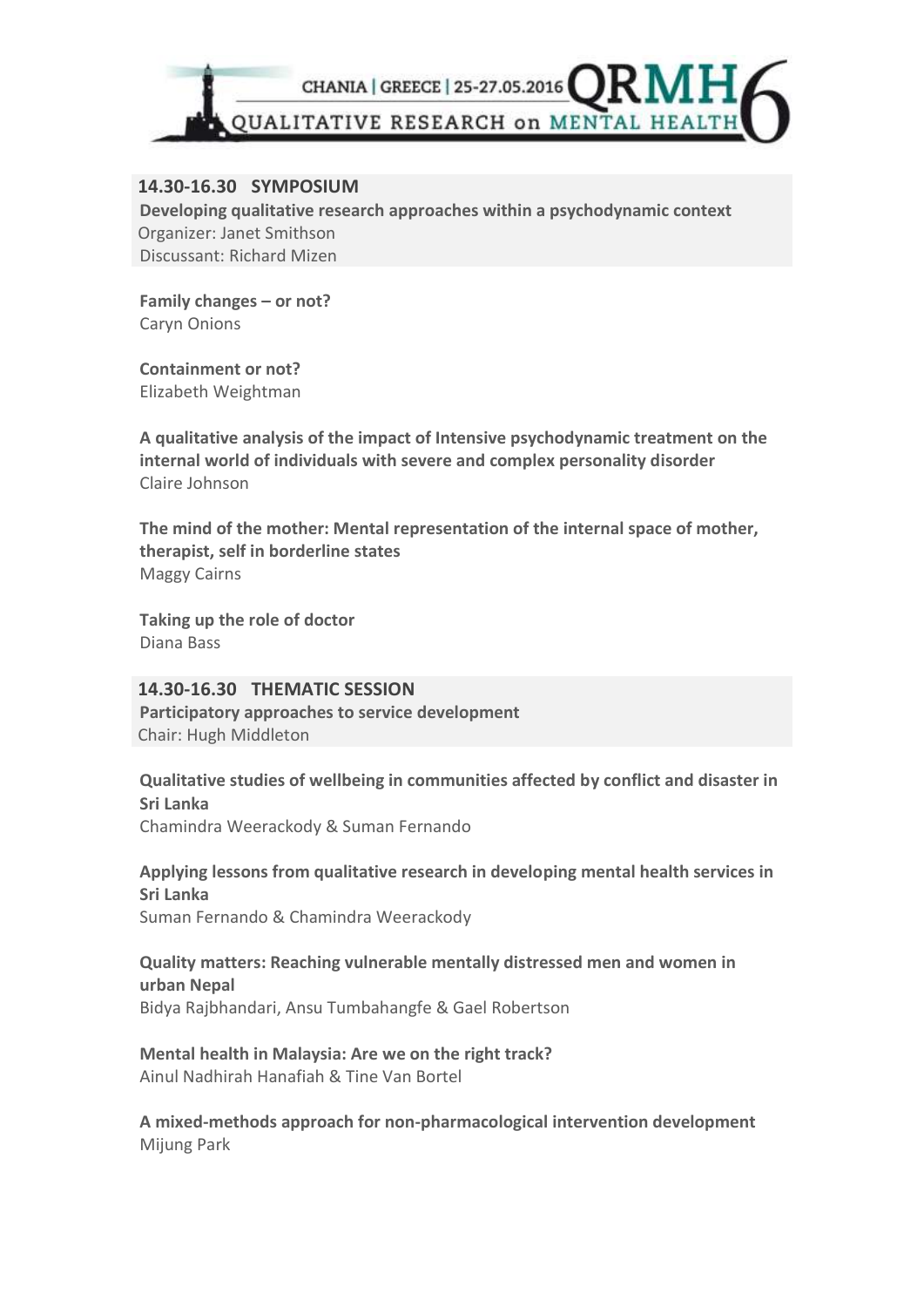## 14.30-16.30 SYMPOSIUM

**Developing qualitative research approaches within a psychodynamic context**
Organizer: Janet Smithson
Discussant: Richard Mizen

**Family changes – or not?**
Caryn Onions

**Containment or not?**
Elizabeth Weightman

**A qualitative analysis of the impact of Intensive psychodynamic treatment on the internal world of individuals with severe and complex personality disorder**
Claire Johnson

**The mind of the mother: Mental representation of the internal space of mother, therapist, self in borderline states**
Maggy Cairns

**Taking up the role of doctor**
Diana Bass

## 14.30-16.30 THEMATIC SESSION

**Participatory approaches to service development**
Chair: Hugh Middleton

**Qualitative studies of wellbeing in communities affected by conflict and disaster in Sri Lanka**
Chamindra Weerackody & Suman Fernando

**Applying lessons from qualitative research in developing mental health services in Sri Lanka**
Suman Fernando & Chamindra Weerackody

**Quality matters: Reaching vulnerable mentally distressed men and women in urban Nepal**
Bidya Rajbhandari, Ansu Tumbahangfe & Gael Robertson

**Mental health in Malaysia: Are we on the right track?**
Ainul Nadhirah Hanafiah & Tine Van Bortel

**A mixed-methods approach for non-pharmacological intervention development**
Mijung Park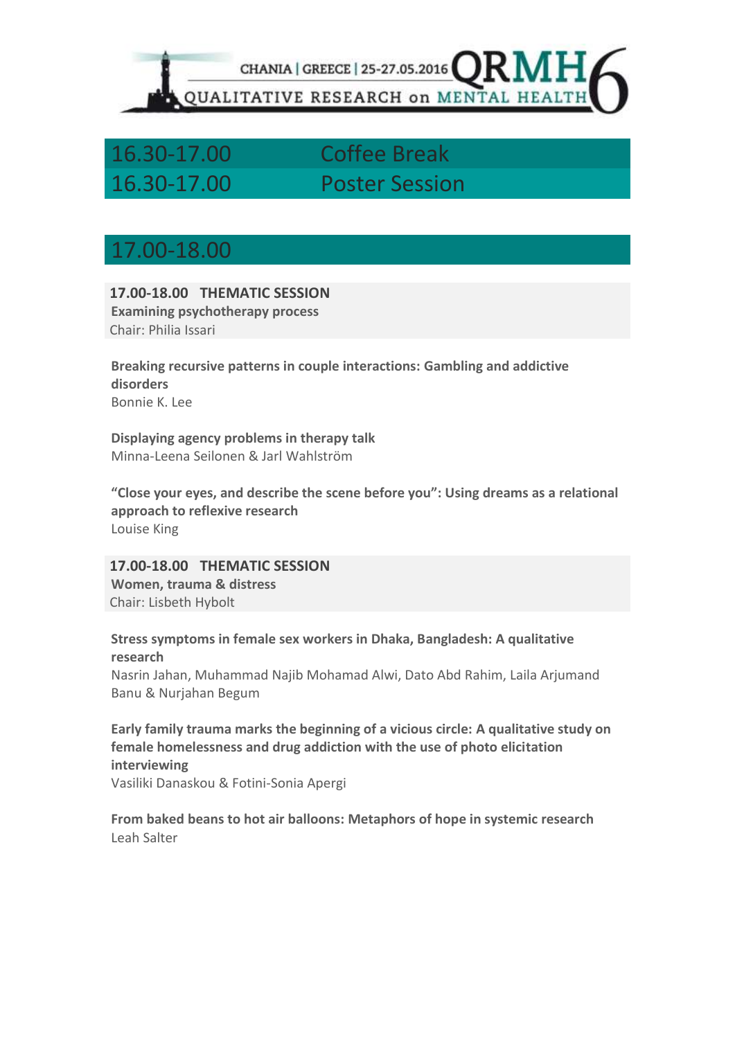| 16.30-17.00 | Coffee Break |
|---|---|
| 16.30-17.00 | Poster Session |

## 17.00-18.00

**17.00-18.00 THEMATIC SESSION**
**Examining psychotherapy process**
Chair: Philia Issari

**Breaking recursive patterns in couple interactions: Gambling and addictive disorders**
Bonnie K. Lee

**Displaying agency problems in therapy talk**
Minna-Leena Seilonen & Jarl Wahlström

**"Close your eyes, and describe the scene before you": Using dreams as a relational approach to reflexive research**
Louise King

**17.00-18.00 THEMATIC SESSION**
**Women, trauma & distress**
Chair: Lisbeth Hybolt

**Stress symptoms in female sex workers in Dhaka, Bangladesh: A qualitative research**
Nasrin Jahan, Muhammad Najib Mohamad Alwi, Dato Abd Rahim, Laila Arjumand Banu & Nurjahan Begum

**Early family trauma marks the beginning of a vicious circle: A qualitative study on female homelessness and drug addiction with the use of photo elicitation interviewing**
Vasiliki Danaskou & Fotini-Sonia Apergi

**From baked beans to hot air balloons: Metaphors of hope in systemic research**
Leah Salter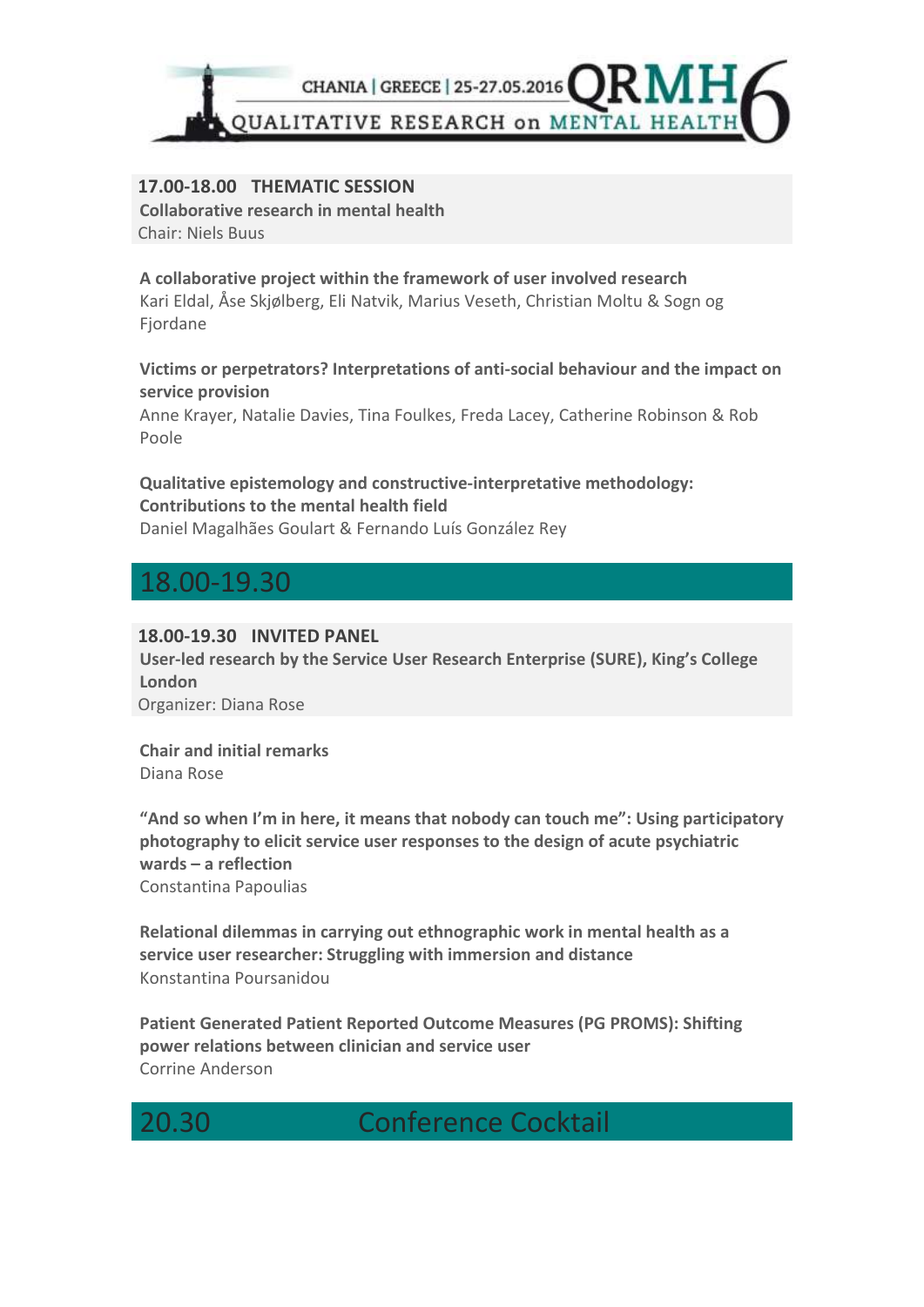**17.00-18.00 THEMATIC SESSION**
**Collaborative research in mental health**
Chair: Niels Buus

**A collaborative project within the framework of user involved research**
Kari Eldal, Åse Skjølberg, Eli Natvik, Marius Veseth, Christian Moltu & Sogn og Fjordane

**Victims or perpetrators? Interpretations of anti-social behaviour and the impact on service provision**
Anne Krayer, Natalie Davies, Tina Foulkes, Freda Lacey, Catherine Robinson & Rob Poole

**Qualitative epistemology and constructive-interpretative methodology: Contributions to the mental health field**
Daniel Magalhães Goulart & Fernando Luís González Rey

## 18.00-19.30

**18.00-19.30 INVITED PANEL**
**User-led research by the Service User Research Enterprise (SURE), King's College London**
Organizer: Diana Rose

**Chair and initial remarks**
Diana Rose

**"And so when I'm in here, it means that nobody can touch me": Using participatory photography to elicit service user responses to the design of acute psychiatric wards – a reflection**
Constantina Papoulias

**Relational dilemmas in carrying out ethnographic work in mental health as a service user researcher: Struggling with immersion and distance**
Konstantina Poursanidou

**Patient Generated Patient Reported Outcome Measures (PG PROMS): Shifting power relations between clinician and service user**
Corrine Anderson

## 20.30 Conference Cocktail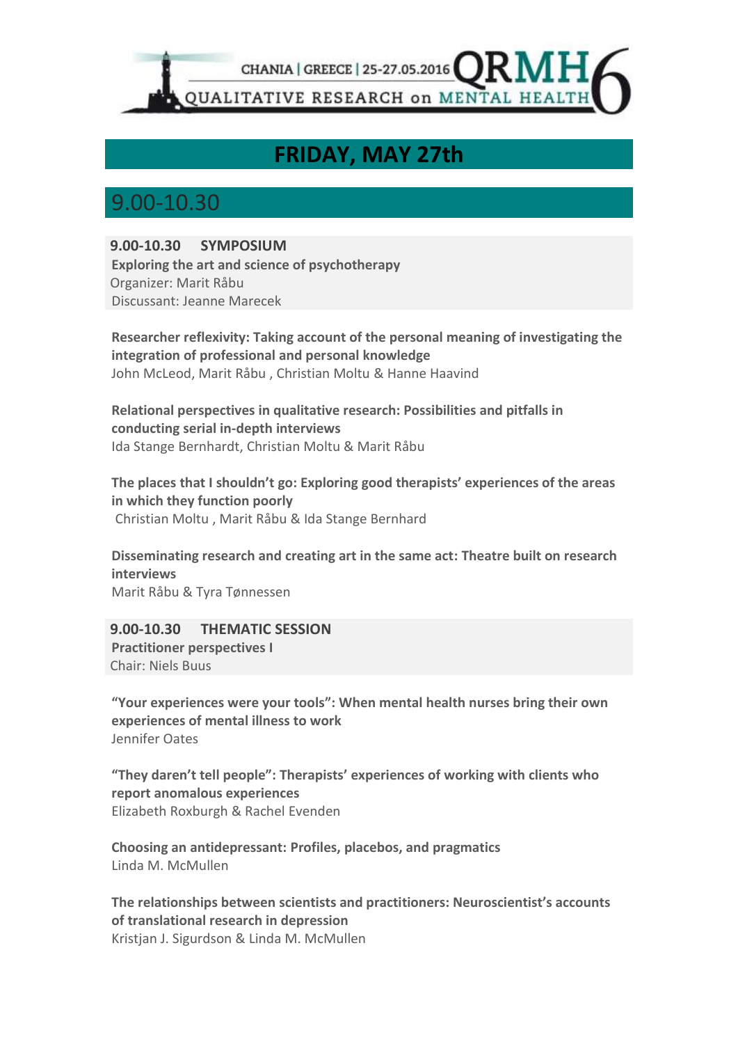## FRIDAY, MAY 27th

## 9.00-10.30

**9.00-10.30 SYMPOSIUM**
**Exploring the art and science of psychotherapy**
Organizer: Marit Råbu
Discussant: Jeanne Marecek

**Researcher reflexivity: Taking account of the personal meaning of investigating the integration of professional and personal knowledge**
John McLeod, Marit Råbu , Christian Moltu & Hanne Haavind

**Relational perspectives in qualitative research: Possibilities and pitfalls in conducting serial in-depth interviews**
Ida Stange Bernhardt, Christian Moltu & Marit Råbu

**The places that I shouldn't go: Exploring good therapists' experiences of the areas in which they function poorly**
Christian Moltu , Marit Råbu & Ida Stange Bernhard

**Disseminating research and creating art in the same act: Theatre built on research interviews**
Marit Råbu & Tyra Tønnessen

**9.00-10.30 THEMATIC SESSION**
**Practitioner perspectives I**
Chair: Niels Buus

**"Your experiences were your tools": When mental health nurses bring their own experiences of mental illness to work**
Jennifer Oates

**"They daren't tell people": Therapists' experiences of working with clients who report anomalous experiences**
Elizabeth Roxburgh & Rachel Evenden

**Choosing an antidepressant: Profiles, placebos, and pragmatics**
Linda M. McMullen

**The relationships between scientists and practitioners: Neuroscientist's accounts of translational research in depression**
Kristjan J. Sigurdson & Linda M. McMullen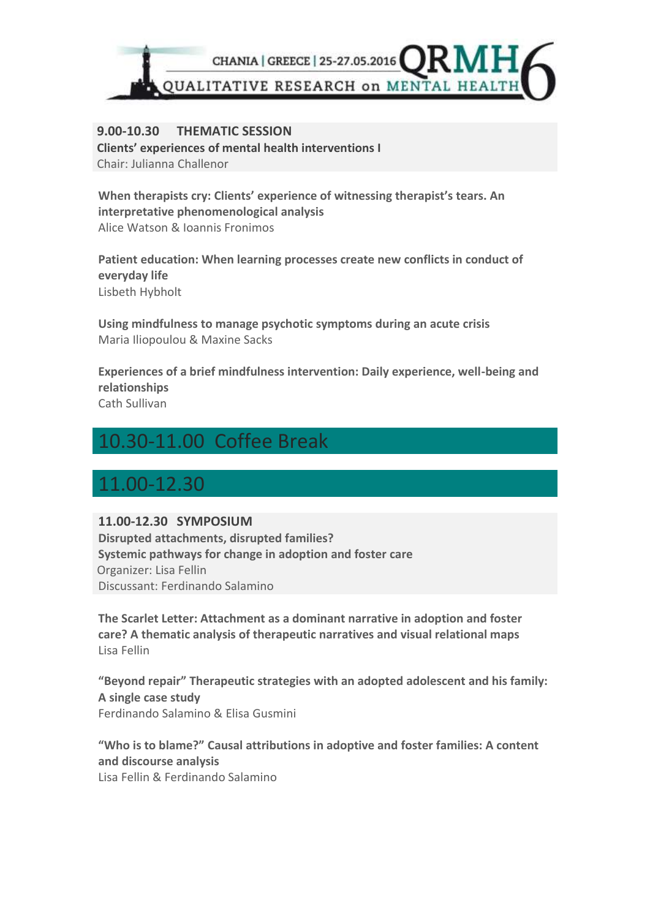**9.00-10.30 THEMATIC SESSION**
**Clients' experiences of mental health interventions I**
Chair: Julianna Challenor

**When therapists cry: Clients' experience of witnessing therapist's tears. An interpretative phenomenological analysis**
Alice Watson & Ioannis Fronimos

**Patient education: When learning processes create new conflicts in conduct of everyday life**
Lisbeth Hybholt

**Using mindfulness to manage psychotic symptoms during an acute crisis**
Maria Iliopoulou & Maxine Sacks

**Experiences of a brief mindfulness intervention: Daily experience, well-being and relationships**
Cath Sullivan

## 10.30-11.00 Coffee Break

## 11.00-12.30

**11.00-12.30 SYMPOSIUM**
**Disrupted attachments, disrupted families?**
**Systemic pathways for change in adoption and foster care**
Organizer: Lisa Fellin
Discussant: Ferdinando Salamino

**The Scarlet Letter: Attachment as a dominant narrative in adoption and foster care? A thematic analysis of therapeutic narratives and visual relational maps**
Lisa Fellin

**"Beyond repair" Therapeutic strategies with an adopted adolescent and his family: A single case study**
Ferdinando Salamino & Elisa Gusmini

**"Who is to blame?" Causal attributions in adoptive and foster families: A content and discourse analysis**
Lisa Fellin & Ferdinando Salamino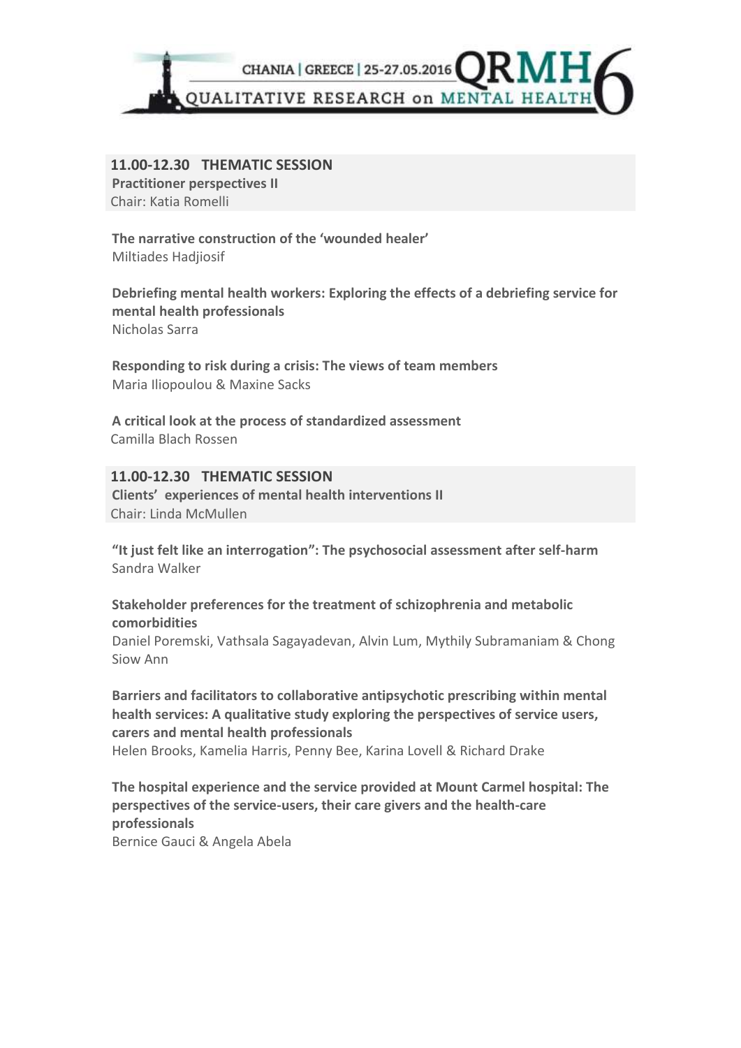## 11.00-12.30 THEMATIC SESSION

**Practitioner perspectives II**

Chair: Katia Romelli

**The narrative construction of the 'wounded healer'**
Miltiades Hadjiosif

**Debriefing mental health workers: Exploring the effects of a debriefing service for mental health professionals**
Nicholas Sarra

**Responding to risk during a crisis: The views of team members**
Maria Iliopoulou & Maxine Sacks

**A critical look at the process of standardized assessment**
Camilla Blach Rossen

## 11.00-12.30 THEMATIC SESSION

**Clients' experiences of mental health interventions II**

Chair: Linda McMullen

**"It just felt like an interrogation": The psychosocial assessment after self-harm**
Sandra Walker

**Stakeholder preferences for the treatment of schizophrenia and metabolic comorbidities**
Daniel Poremski, Vathsala Sagayadevan, Alvin Lum, Mythily Subramaniam & Chong Siow Ann

**Barriers and facilitators to collaborative antipsychotic prescribing within mental health services: A qualitative study exploring the perspectives of service users, carers and mental health professionals**
Helen Brooks, Kamelia Harris, Penny Bee, Karina Lovell & Richard Drake

**The hospital experience and the service provided at Mount Carmel hospital: The perspectives of the service-users, their care givers and the health-care professionals**
Bernice Gauci & Angela Abela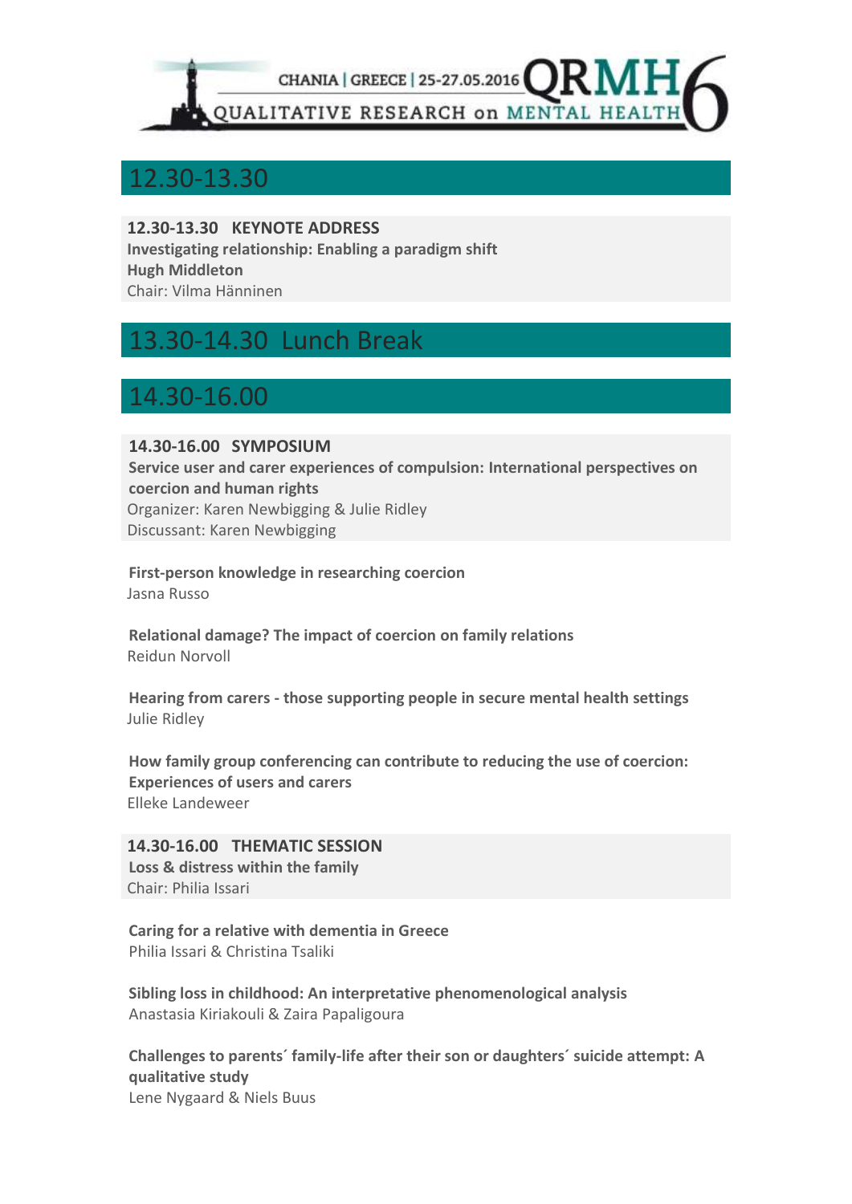## 12.30-13.30

**12.30-13.30 KEYNOTE ADDRESS**
**Investigating relationship: Enabling a paradigm shift**
**Hugh Middleton**
Chair: Vilma Hänninen

## 13.30-14.30 Lunch Break

## 14.30-16.00

**14.30-16.00 SYMPOSIUM**
**Service user and carer experiences of compulsion: International perspectives on coercion and human rights**
Organizer: Karen Newbigging & Julie Ridley
Discussant: Karen Newbigging

**First-person knowledge in researching coercion**
Jasna Russo

**Relational damage? The impact of coercion on family relations**
Reidun Norvoll

**Hearing from carers - those supporting people in secure mental health settings**
Julie Ridley

**How family group conferencing can contribute to reducing the use of coercion: Experiences of users and carers**
Elleke Landeweer

**14.30-16.00 THEMATIC SESSION**
**Loss & distress within the family**
Chair: Philia Issari

**Caring for a relative with dementia in Greece**
Philia Issari & Christina Tsaliki

**Sibling loss in childhood: An interpretative phenomenological analysis**
Anastasia Kiriakouli & Zaira Papaligoura

**Challenges to parents´ family-life after their son or daughters´ suicide attempt: A qualitative study**
Lene Nygaard & Niels Buus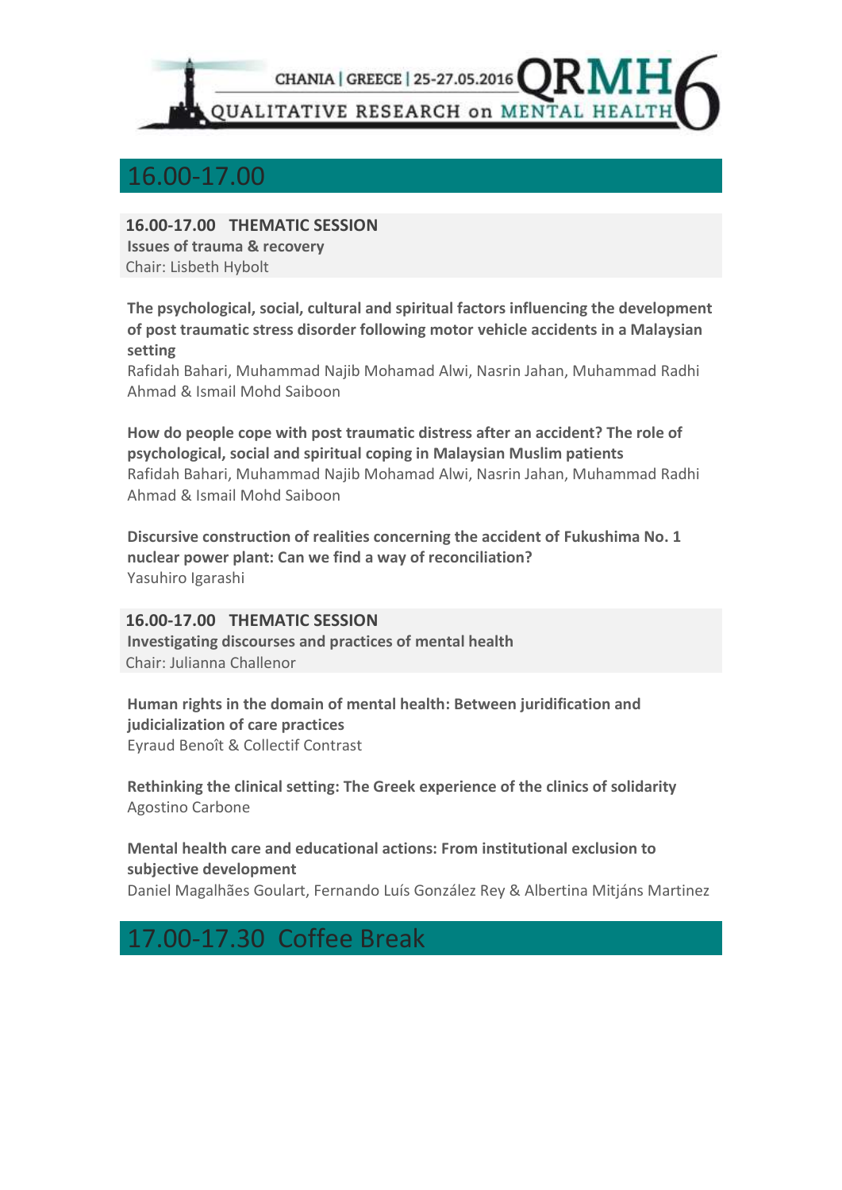## 16.00-17.00

**16.00-17.00 THEMATIC SESSION**
**Issues of trauma & recovery**
Chair: Lisbeth Hybolt

**The psychological, social, cultural and spiritual factors influencing the development of post traumatic stress disorder following motor vehicle accidents in a Malaysian setting**
Rafidah Bahari, Muhammad Najib Mohamad Alwi, Nasrin Jahan, Muhammad Radhi Ahmad & Ismail Mohd Saiboon

**How do people cope with post traumatic distress after an accident? The role of psychological, social and spiritual coping in Malaysian Muslim patients**
Rafidah Bahari, Muhammad Najib Mohamad Alwi, Nasrin Jahan, Muhammad Radhi Ahmad & Ismail Mohd Saiboon

**Discursive construction of realities concerning the accident of Fukushima No. 1 nuclear power plant: Can we find a way of reconciliation?**
Yasuhiro Igarashi

**16.00-17.00 THEMATIC SESSION**
**Investigating discourses and practices of mental health**
Chair: Julianna Challenor

**Human rights in the domain of mental health: Between juridification and judicialization of care practices**
Eyraud Benoît & Collectif Contrast

**Rethinking the clinical setting: The Greek experience of the clinics of solidarity**
Agostino Carbone

**Mental health care and educational actions: From institutional exclusion to subjective development**
Daniel Magalhães Goulart, Fernando Luís González Rey & Albertina Mitjáns Martinez

## 17.00-17.30 Coffee Break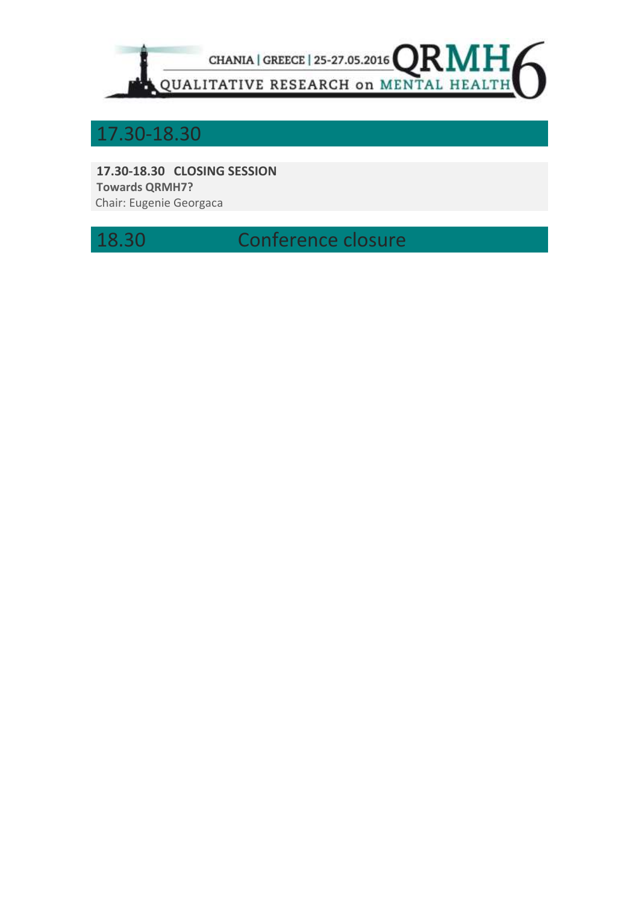## 17.30-18.30

**17.30-18.30 CLOSING SESSION**
**Towards QRMH7?**
Chair: Eugenie Georgaca

## 18.30 Conference closure